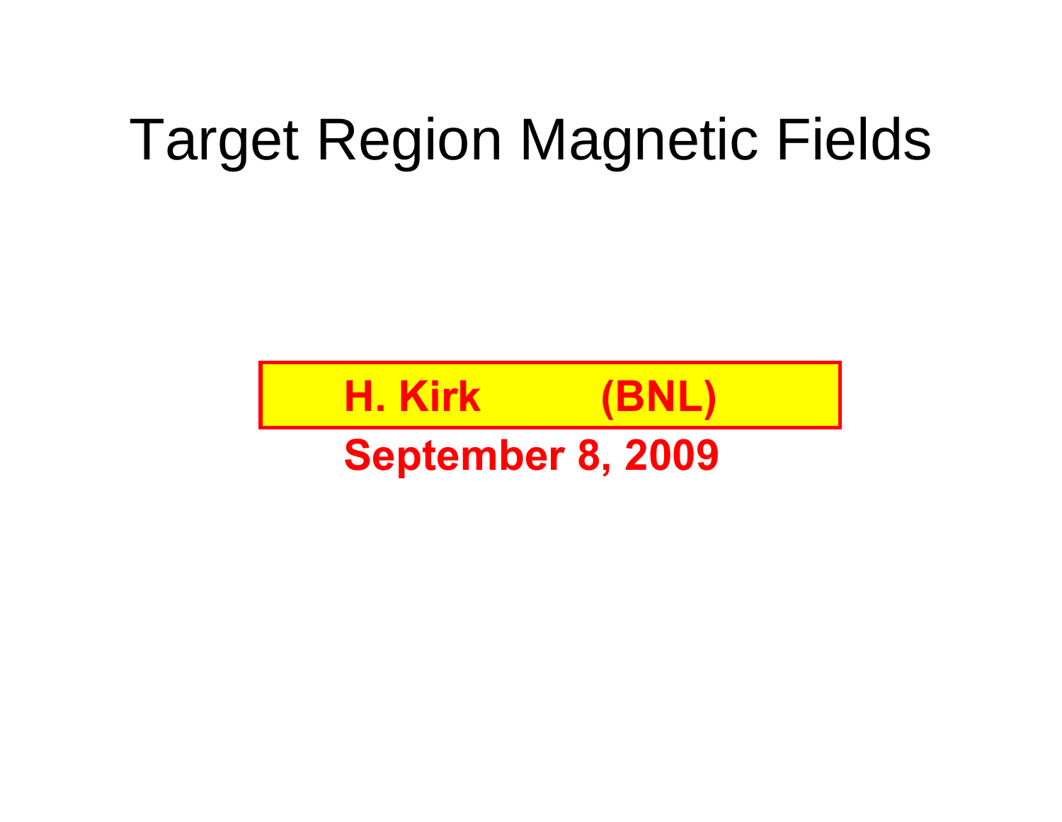# Target Region Magnetic Fields

**H. Kirk (BNL)**

**September 8, 2009**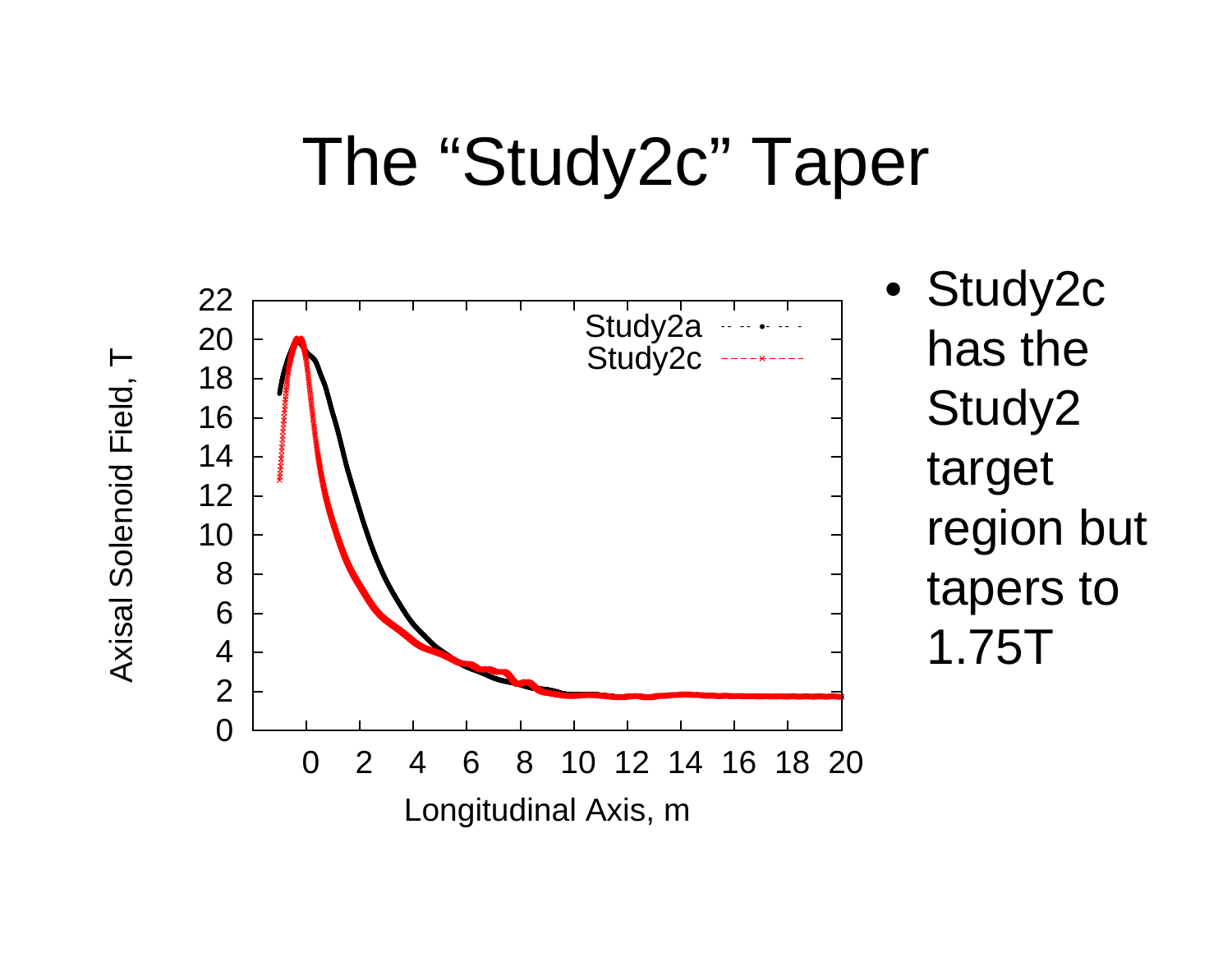# The "Study2c" Taper

- Study2c has the Study2 target region but tapers to 1.75T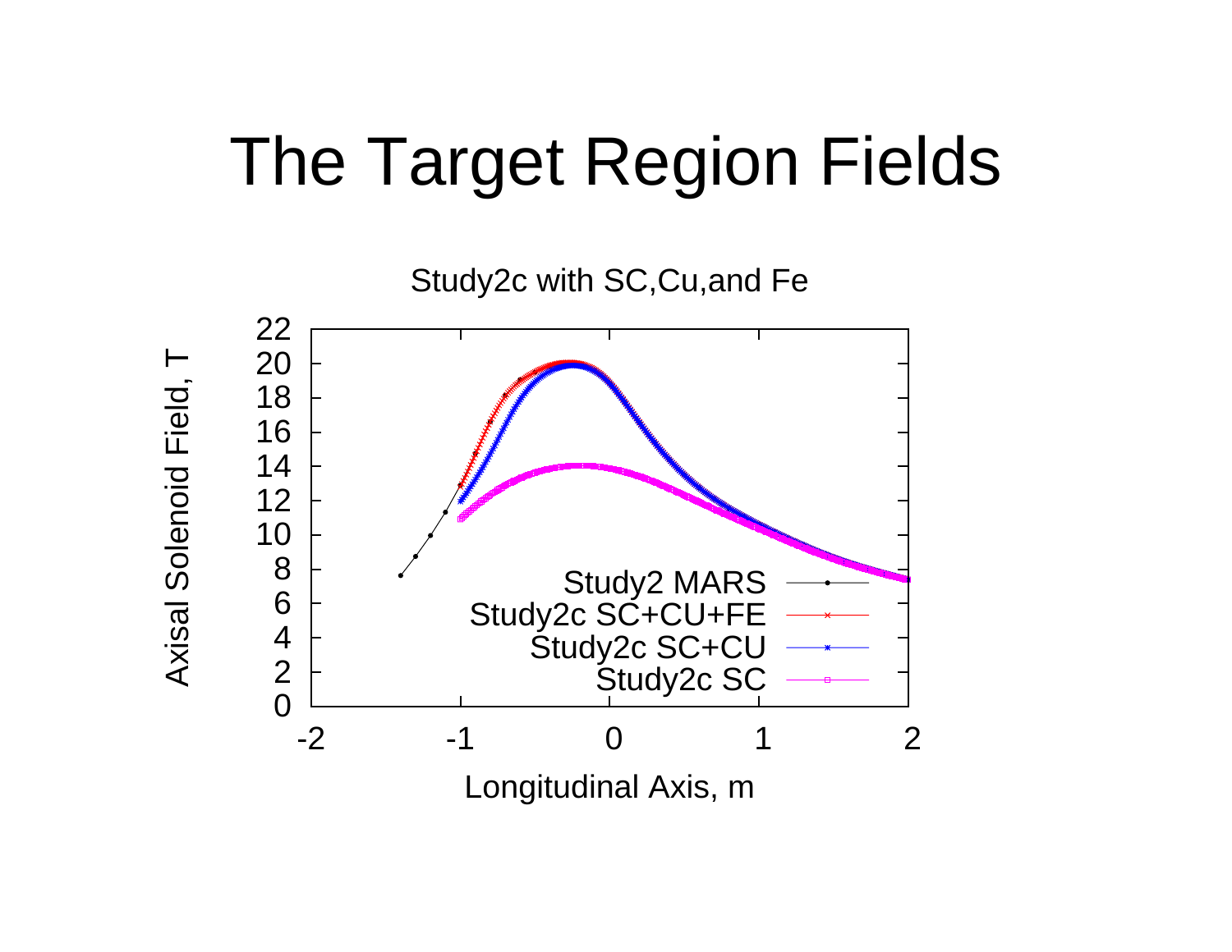# The Target Region Fields

Study2c with SC,Cu,and Fe

Axisal Solenoid Field, T

Longitudinal Axis, m

- Study2 MARS
- Study2c SC+CU+FE
- Study2c SC+CU
- Study2c SC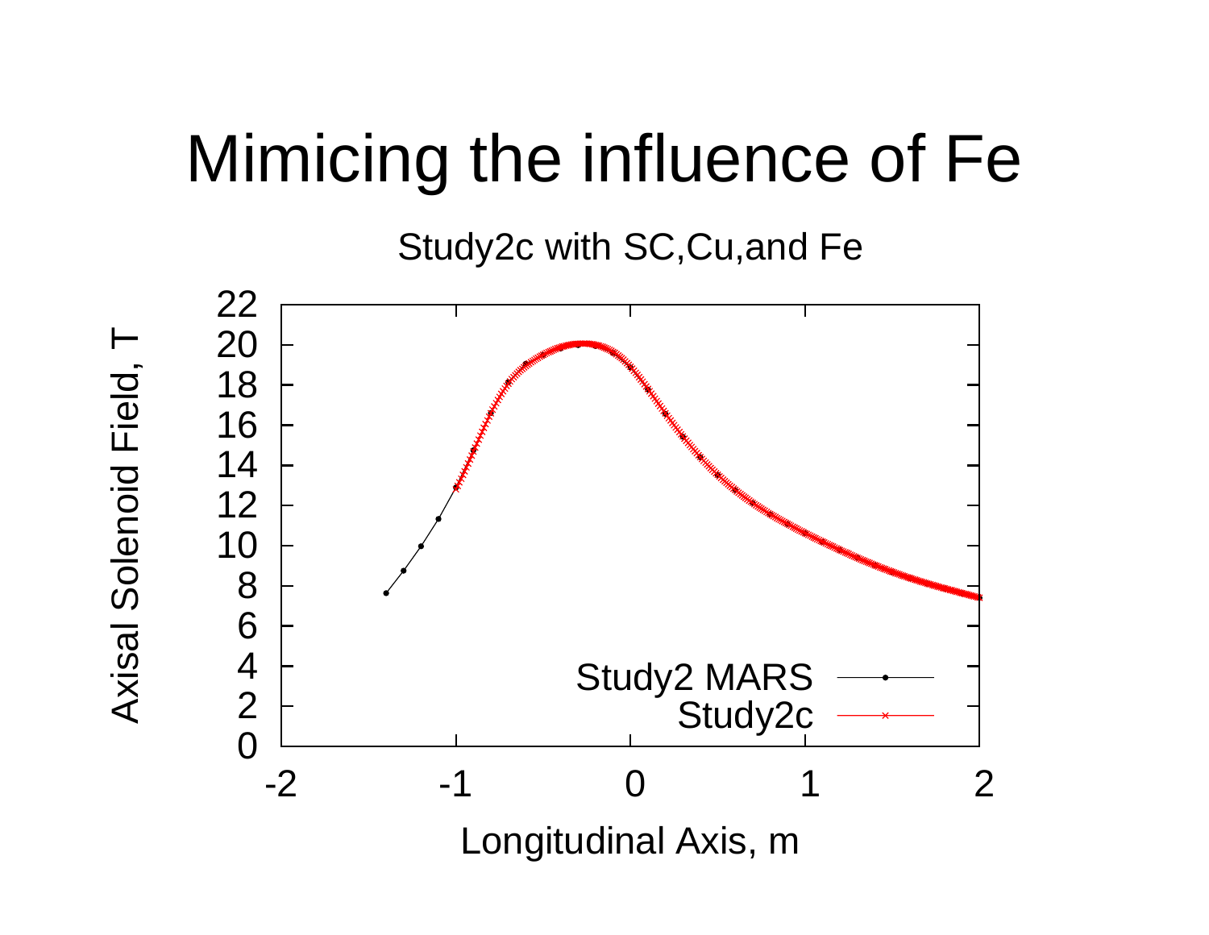# Mimicing the influence of Fe

Study2c with SC,Cu,and Fe

Axisal Solenoid Field, T

Longitudinal Axis, m

Study2 MARS

Study2c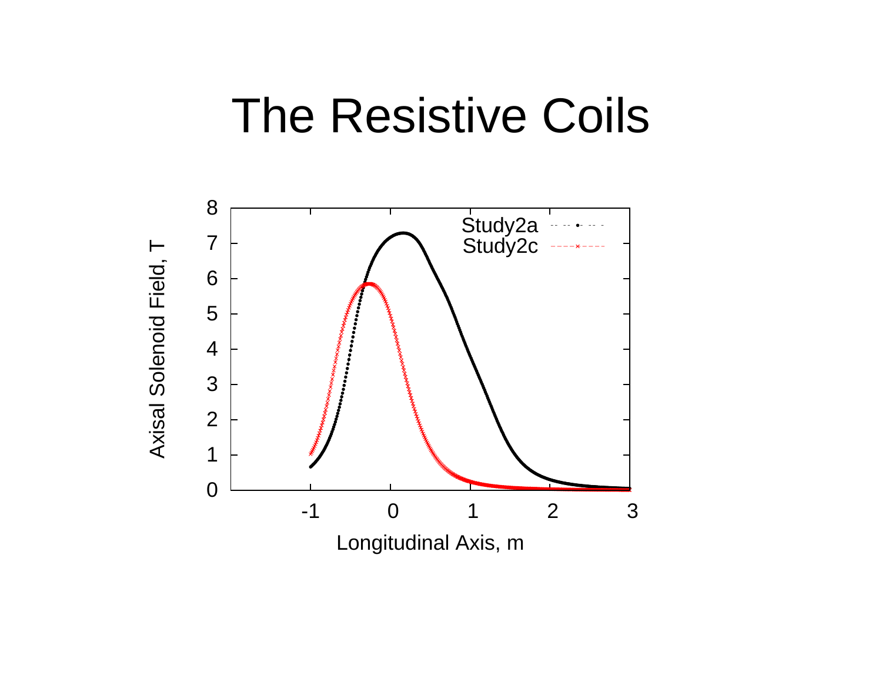# The Resistive Coils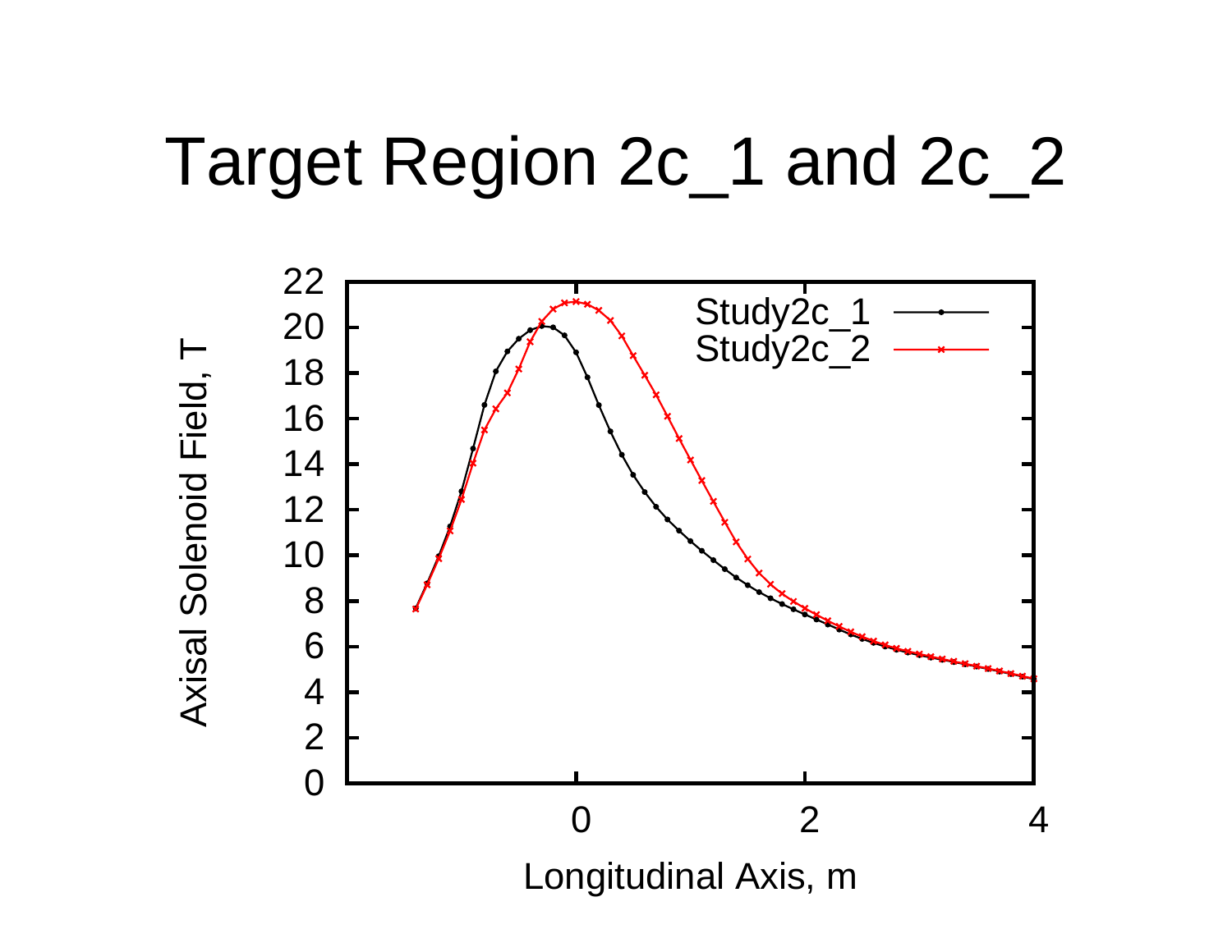# Target Region 2c_1 and 2c_2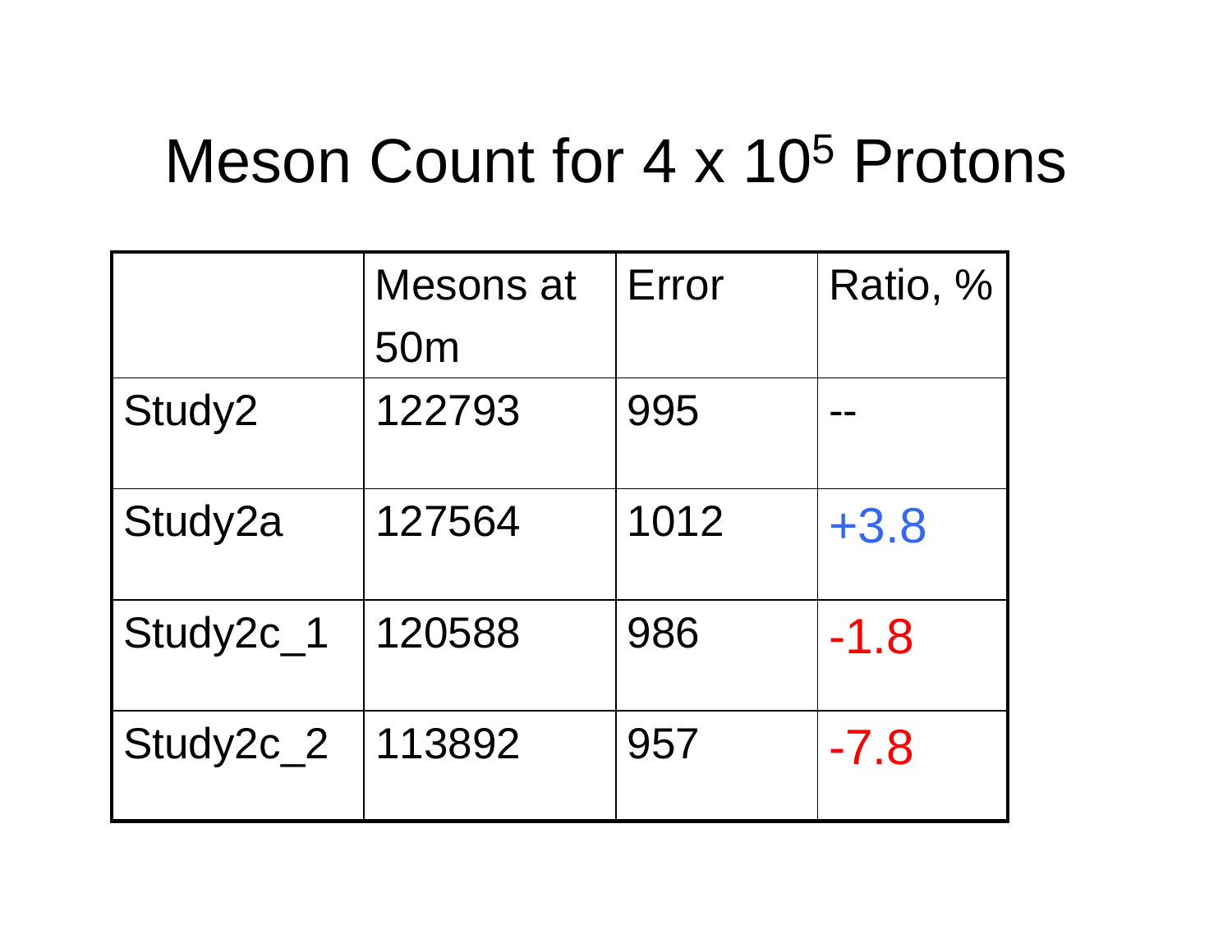# Meson Count for 4 x $10^5$ Protons

| | Mesons at 50m | Error | Ratio, % |
|---|---|---|---|
| Study2 | 122793 | 995 | -- |
| Study2a | 127564 | 1012 | +3.8 |
| Study2c_1 | 120588 | 986 | -1.8 |
| Study2c_2 | 113892 | 957 | -7.8 |